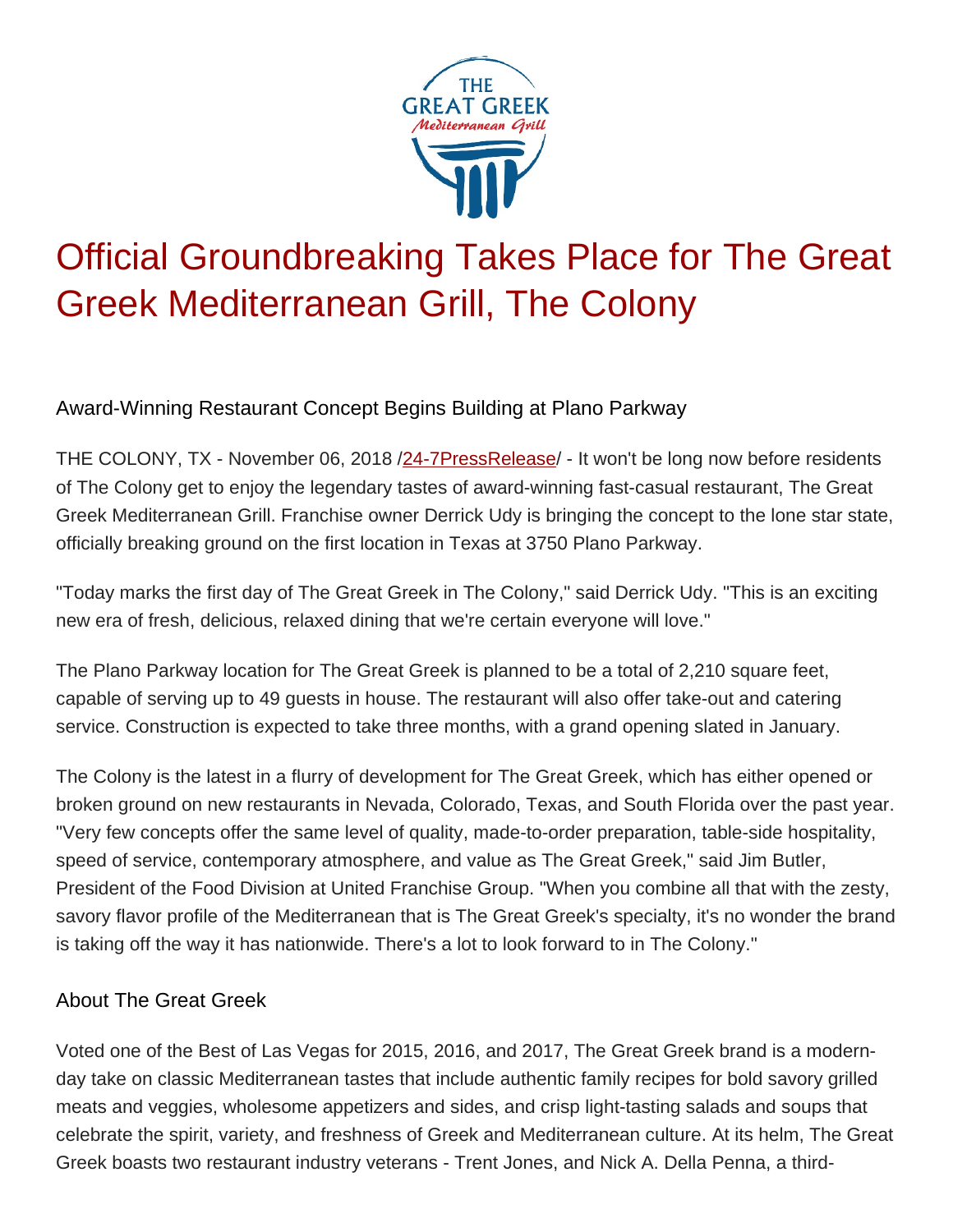# Official Groundbreaking Takes Place for The Great Greek Mediterranean Grill, The Colony

## Award-Winning Restaurant Concept Begins Building at Plano Parkway

THE COLONY, TX - November 06, 2018 /24-7PressRelease/ - It won't be long now before residents of The Colony get to enjoy the legendary tastes of award-winning fast-casual restaurant, The Great Greek Mediterranean Grill. Franchise owner Derrick Udy is bringing the concept to the lone star state, officially breaking ground on the first location in Texas at 3750 Plano Parkway.

"Today marks the first day of The Great Greek in The Colony," said Derrick Udy. "This is an exciting new era of fresh, delicious, relaxed dining that we're certain everyone will love."

The Plano Parkway location for The Great Greek is planned to be a total of 2,210 square feet, capable of serving up to 49 guests in house. The restaurant will also offer take-out and catering service. Construction is expected to take three months, with a grand opening slated in January.

The Colony is the latest in a flurry of development for The Great Greek, which has either opened or broken ground on new restaurants in Nevada, Colorado, Texas, and South Florida over the past year. "Very few concepts offer the same level of quality, made-to-order preparation, table-side hospitality, speed of service, contemporary atmosphere, and value as The Great Greek," said Jim Butler, President of the Food Division at United Franchise Group. "When you combine all that with the zesty, savory flavor profile of the Mediterranean that is The Great Greek's specialty, it's no wonder the brand is taking off the way it has nationwide. There's a lot to look forward to in The Colony."

## About The Great Greek

Voted one of the Best of Las Vegas for 2015, 2016, and 2017, The Great Greek brand is a modern-day take on classic Mediterranean tastes that include authentic family recipes for bold savory grilled meats and veggies, wholesome appetizers and sides, and crisp light-tasting salads and soups that celebrate the spirit, variety, and freshness of Greek and Mediterranean culture. At its helm, The Great Greek boasts two restaurant industry veterans - Trent Jones, and Nick A. Della Penna, a third-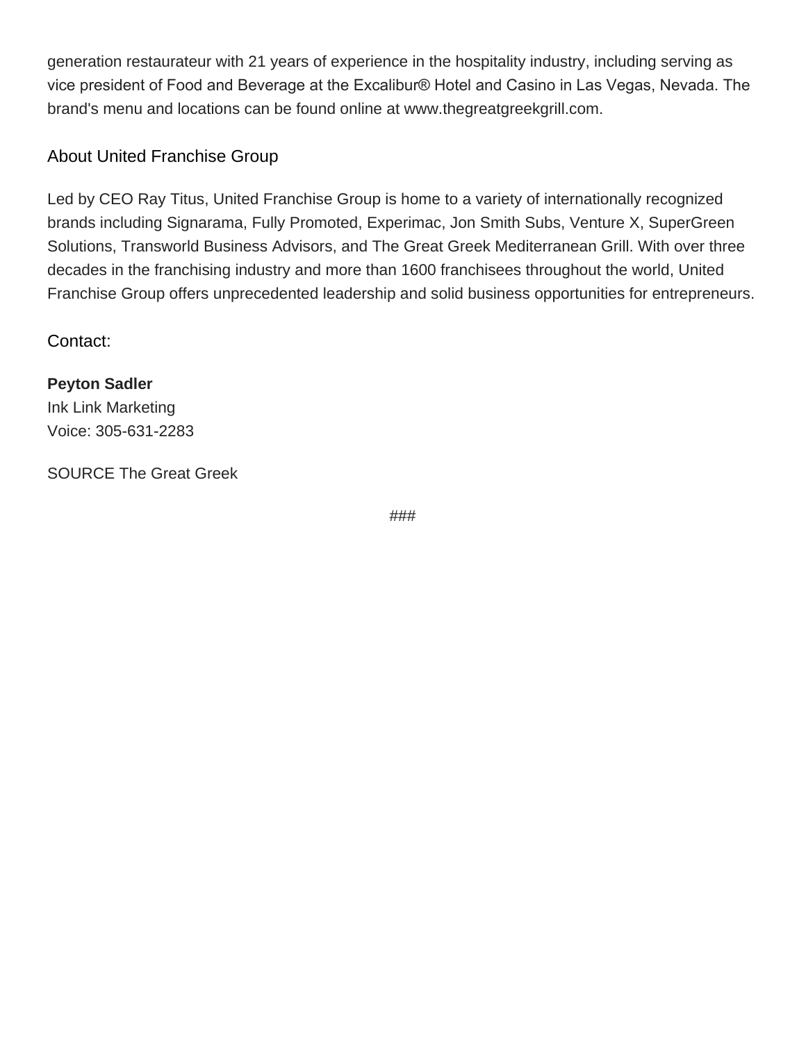generation restaurateur with 21 years of experience in the hospitality industry, including serving as vice president of Food and Beverage at the Excalibur® Hotel and Casino in Las Vegas, Nevada. The brand's menu and locations can be found online at www.thegreatgreekgrill.com.

## About United Franchise Group

Led by CEO Ray Titus, United Franchise Group is home to a variety of internationally recognized brands including Signarama, Fully Promoted, Experimac, Jon Smith Subs, Venture X, SuperGreen Solutions, Transworld Business Advisors, and The Great Greek Mediterranean Grill. With over three decades in the franchising industry and more than 1600 franchisees throughout the world, United Franchise Group offers unprecedented leadership and solid business opportunities for entrepreneurs.

## Contact:

**Peyton Sadler**
Ink Link Marketing
Voice: 305-631-2283

SOURCE The Great Greek

###